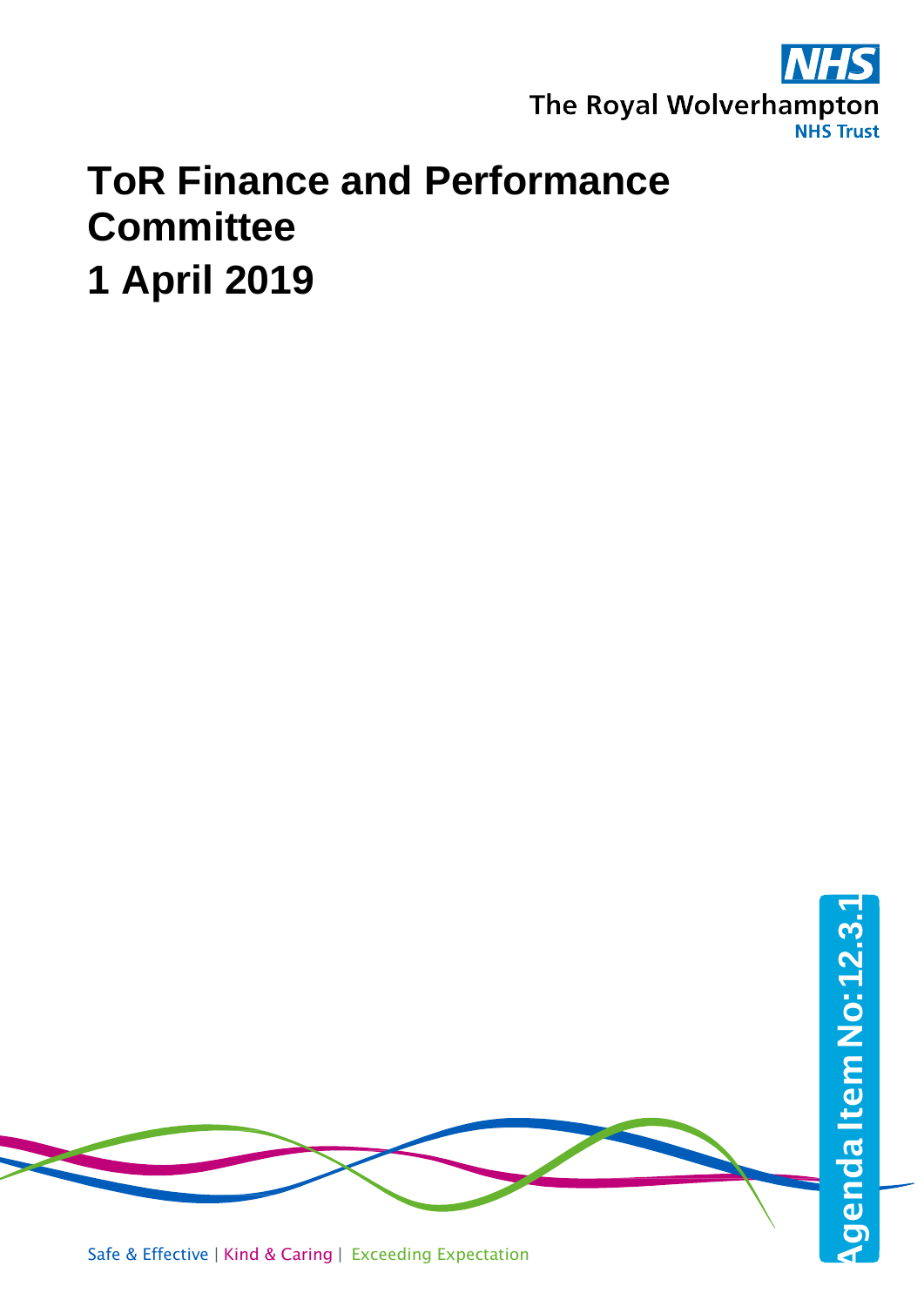The Royal Wolverhampton NHS Trust

# ToR Finance and Performance Committee

# 1 April 2019

Agenda Item No: 12.3.1

Safe & Effective | Kind & Caring | Exceeding Expectation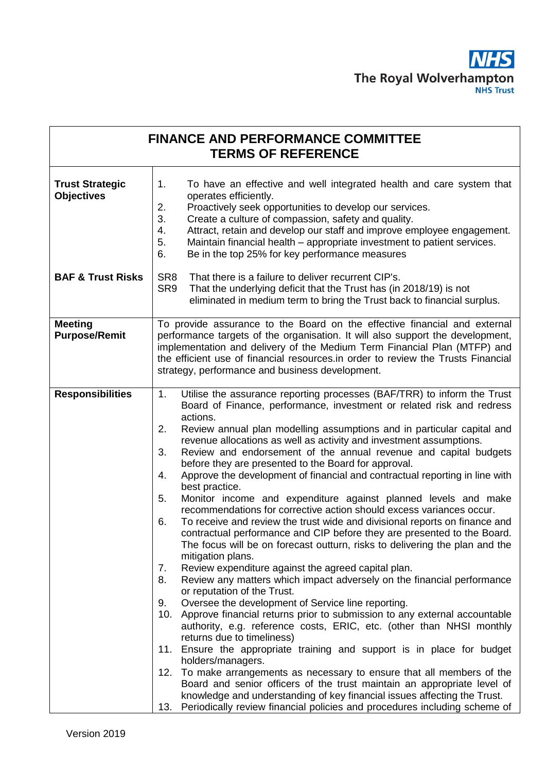# FINANCE AND PERFORMANCE COMMITTEE
## TERMS OF REFERENCE

| | |
|---|---|
| **Trust Strategic Objectives** | 1. To have an effective and well integrated health and care system that operates efficiently.<br>2. Proactively seek opportunities to develop our services.<br>3. Create a culture of compassion, safety and quality.<br>4. Attract, retain and develop our staff and improve employee engagement.<br>5. Maintain financial health – appropriate investment to patient services.<br>6. Be in the top 25% for key performance measures |
| **BAF & Trust Risks** | SR8 That there is a failure to deliver recurrent CIP's.<br>SR9 That the underlying deficit that the Trust has (in 2018/19) is not eliminated in medium term to bring the Trust back to financial surplus. |
| **Meeting Purpose/Remit** | To provide assurance to the Board on the effective financial and external performance targets of the organisation. It will also support the development, implementation and delivery of the Medium Term Financial Plan (MTFP) and the efficient use of financial resources.in order to review the Trusts Financial strategy, performance and business development. |
| **Responsibilities** | 1. Utilise the assurance reporting processes (BAF/TRR) to inform the Trust Board of Finance, performance, investment or related risk and redress actions.<br>2. Review annual plan modelling assumptions and in particular capital and revenue allocations as well as activity and investment assumptions.<br>3. Review and endorsement of the annual revenue and capital budgets before they are presented to the Board for approval.<br>4. Approve the development of financial and contractual reporting in line with best practice.<br>5. Monitor income and expenditure against planned levels and make recommendations for corrective action should excess variances occur.<br>6. To receive and review the trust wide and divisional reports on finance and contractual performance and CIP before they are presented to the Board. The focus will be on forecast outturn, risks to delivering the plan and the mitigation plans.<br>7. Review expenditure against the agreed capital plan.<br>8. Review any matters which impact adversely on the financial performance or reputation of the Trust.<br>9. Oversee the development of Service line reporting.<br>10. Approve financial returns prior to submission to any external accountable authority, e.g. reference costs, ERIC, etc. (other than NHSI monthly returns due to timeliness)<br>11. Ensure the appropriate training and support is in place for budget holders/managers.<br>12. To make arrangements as necessary to ensure that all members of the Board and senior officers of the trust maintain an appropriate level of knowledge and understanding of key financial issues affecting the Trust.<br>13. Periodically review financial policies and procedures including scheme of |

Version 2019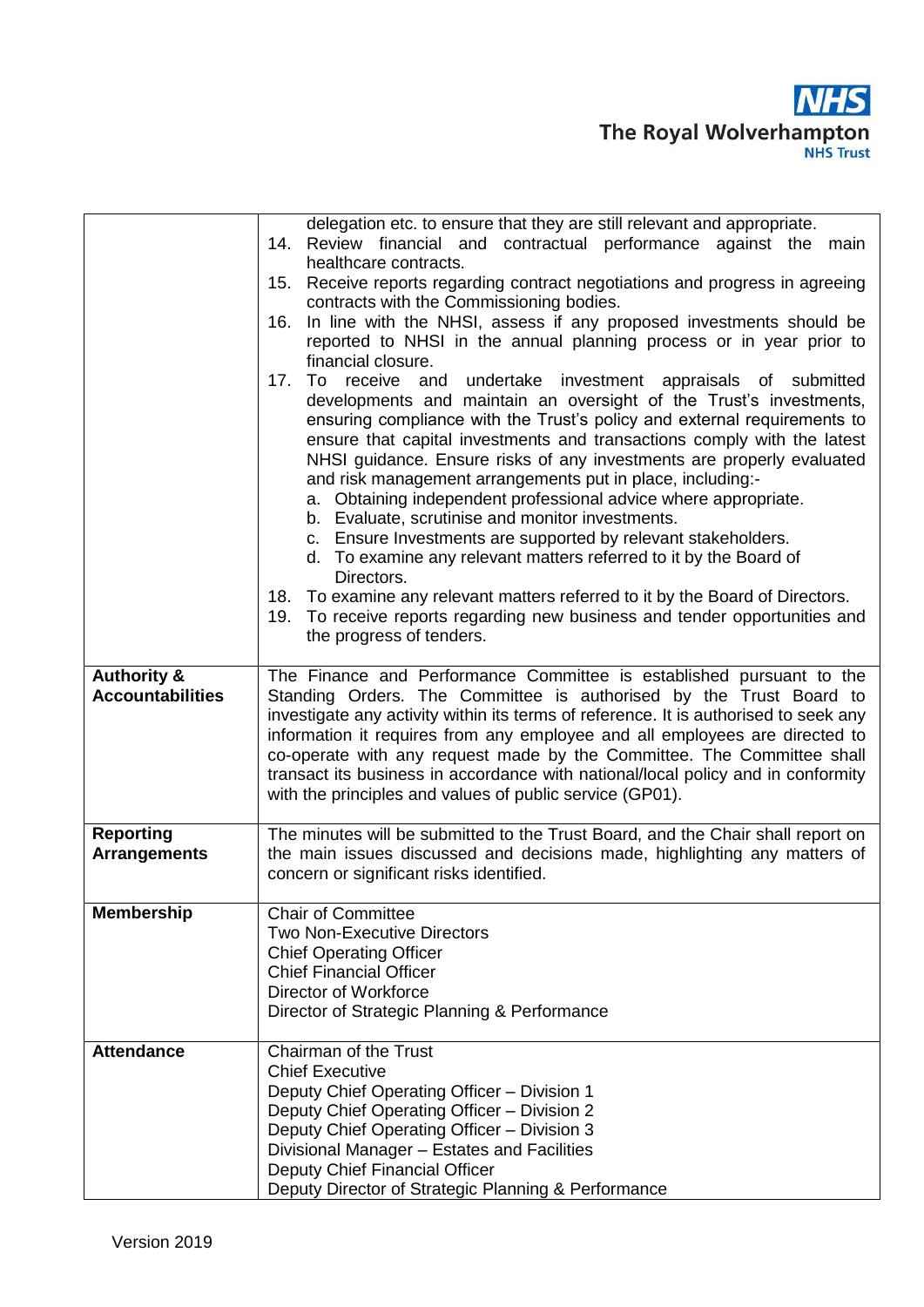| | |
|---|---|
| | delegation etc. to ensure that they are still relevant and appropriate.<br>14. Review financial and contractual performance against the main healthcare contracts.<br>15. Receive reports regarding contract negotiations and progress in agreeing contracts with the Commissioning bodies.<br>16. In line with the NHSI, assess if any proposed investments should be reported to NHSI in the annual planning process or in year prior to financial closure.<br>17. To receive and undertake investment appraisals of submitted developments and maintain an oversight of the Trust's investments, ensuring compliance with the Trust's policy and external requirements to ensure that capital investments and transactions comply with the latest NHSI guidance. Ensure risks of any investments are properly evaluated and risk management arrangements put in place, including:-<br>a. Obtaining independent professional advice where appropriate.<br>b. Evaluate, scrutinise and monitor investments.<br>c. Ensure Investments are supported by relevant stakeholders.<br>d. To examine any relevant matters referred to it by the Board of Directors.<br>18. To examine any relevant matters referred to it by the Board of Directors.<br>19. To receive reports regarding new business and tender opportunities and the progress of tenders. |
| **Authority & Accountabilities** | The Finance and Performance Committee is established pursuant to the Standing Orders. The Committee is authorised by the Trust Board to investigate any activity within its terms of reference. It is authorised to seek any information it requires from any employee and all employees are directed to co-operate with any request made by the Committee. The Committee shall transact its business in accordance with national/local policy and in conformity with the principles and values of public service (GP01). |
| **Reporting Arrangements** | The minutes will be submitted to the Trust Board, and the Chair shall report on the main issues discussed and decisions made, highlighting any matters of concern or significant risks identified. |
| **Membership** | Chair of Committee<br>Two Non-Executive Directors<br>Chief Operating Officer<br>Chief Financial Officer<br>Director of Workforce<br>Director of Strategic Planning & Performance |
| **Attendance** | Chairman of the Trust<br>Chief Executive<br>Deputy Chief Operating Officer – Division 1<br>Deputy Chief Operating Officer – Division 2<br>Deputy Chief Operating Officer – Division 3<br>Divisional Manager – Estates and Facilities<br>Deputy Chief Financial Officer<br>Deputy Director of Strategic Planning & Performance |

Version 2019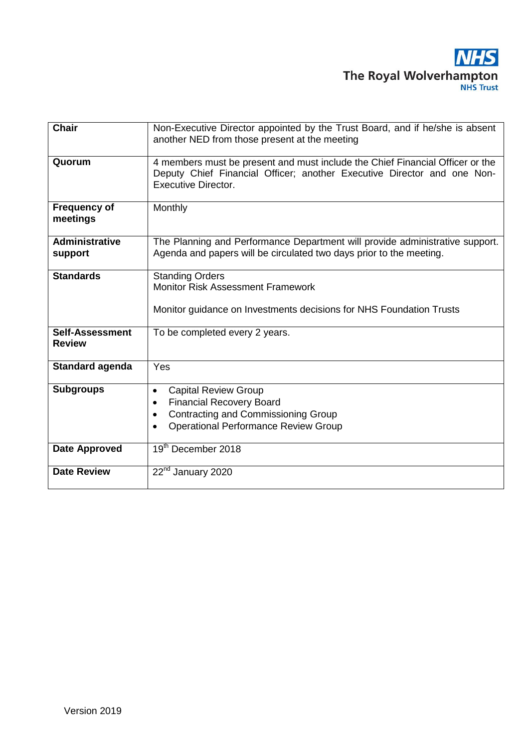| | |
|---|---|
| **Chair** | Non-Executive Director appointed by the Trust Board, and if he/she is absent another NED from those present at the meeting |
| **Quorum** | 4 members must be present and must include the Chief Financial Officer or the Deputy Chief Financial Officer; another Executive Director and one Non-Executive Director. |
| **Frequency of meetings** | Monthly |
| **Administrative support** | The Planning and Performance Department will provide administrative support. Agenda and papers will be circulated two days prior to the meeting. |
| **Standards** | Standing Orders<br>Monitor Risk Assessment Framework<br><br>Monitor guidance on Investments decisions for NHS Foundation Trusts |
| **Self-Assessment Review** | To be completed every 2 years. |
| **Standard agenda** | Yes |
| **Subgroups** | • Capital Review Group<br>• Financial Recovery Board<br>• Contracting and Commissioning Group<br>• Operational Performance Review Group |
| **Date Approved** | 19th December 2018 |
| **Date Review** | 22nd January 2020 |

Version 2019